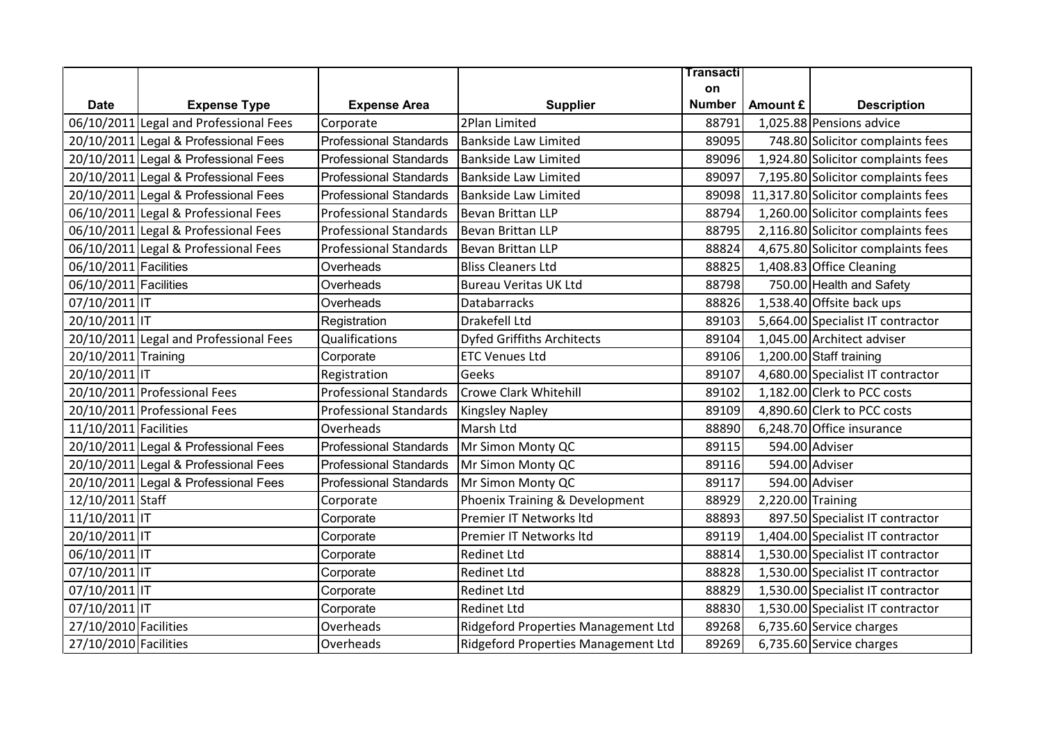| Date | Expense Type | Expense Area | Supplier | Transaction Number | Amount £ | Description |
|---|---|---|---|---|---|---|
| 06/10/2011 | Legal and Professional Fees | Corporate | 2Plan Limited | 88791 | 1,025.88 | Pensions advice |
| 20/10/2011 | Legal & Professional Fees | Professional Standards | Bankside Law Limited | 89095 | 748.80 | Solicitor complaints fees |
| 20/10/2011 | Legal & Professional Fees | Professional Standards | Bankside Law Limited | 89096 | 1,924.80 | Solicitor complaints fees |
| 20/10/2011 | Legal & Professional Fees | Professional Standards | Bankside Law Limited | 89097 | 7,195.80 | Solicitor complaints fees |
| 20/10/2011 | Legal & Professional Fees | Professional Standards | Bankside Law Limited | 89098 | 11,317.80 | Solicitor complaints fees |
| 06/10/2011 | Legal & Professional Fees | Professional Standards | Bevan Brittan LLP | 88794 | 1,260.00 | Solicitor complaints fees |
| 06/10/2011 | Legal & Professional Fees | Professional Standards | Bevan Brittan LLP | 88795 | 2,116.80 | Solicitor complaints fees |
| 06/10/2011 | Legal & Professional Fees | Professional Standards | Bevan Brittan LLP | 88824 | 4,675.80 | Solicitor complaints fees |
| 06/10/2011 | Facilities | Overheads | Bliss Cleaners Ltd | 88825 | 1,408.83 | Office Cleaning |
| 06/10/2011 | Facilities | Overheads | Bureau Veritas UK Ltd | 88798 | 750.00 | Health and Safety |
| 07/10/2011 | IT | Overheads | Databarracks | 88826 | 1,538.40 | Offsite back ups |
| 20/10/2011 | IT | Registration | Drakefell Ltd | 89103 | 5,664.00 | Specialist IT contractor |
| 20/10/2011 | Legal and Professional Fees | Qualifications | Dyfed Griffiths Architects | 89104 | 1,045.00 | Architect adviser |
| 20/10/2011 | Training | Corporate | ETC Venues Ltd | 89106 | 1,200.00 | Staff training |
| 20/10/2011 | IT | Registration | Geeks | 89107 | 4,680.00 | Specialist IT contractor |
| 20/10/2011 | Professional Fees | Professional Standards | Crowe Clark Whitehill | 89102 | 1,182.00 | Clerk to PCC costs |
| 20/10/2011 | Professional Fees | Professional Standards | Kingsley Napley | 89109 | 4,890.60 | Clerk to PCC costs |
| 11/10/2011 | Facilities | Overheads | Marsh Ltd | 88890 | 6,248.70 | Office insurance |
| 20/10/2011 | Legal & Professional Fees | Professional Standards | Mr Simon Monty QC | 89115 | 594.00 | Adviser |
| 20/10/2011 | Legal & Professional Fees | Professional Standards | Mr Simon Monty QC | 89116 | 594.00 | Adviser |
| 20/10/2011 | Legal & Professional Fees | Professional Standards | Mr Simon Monty QC | 89117 | 594.00 | Adviser |
| 12/10/2011 | Staff | Corporate | Phoenix Training & Development | 88929 | 2,220.00 | Training |
| 11/10/2011 | IT | Corporate | Premier IT Networks ltd | 88893 | 897.50 | Specialist IT contractor |
| 20/10/2011 | IT | Corporate | Premier IT Networks ltd | 89119 | 1,404.00 | Specialist IT contractor |
| 06/10/2011 | IT | Corporate | Redinet Ltd | 88814 | 1,530.00 | Specialist IT contractor |
| 07/10/2011 | IT | Corporate | Redinet Ltd | 88828 | 1,530.00 | Specialist IT contractor |
| 07/10/2011 | IT | Corporate | Redinet Ltd | 88829 | 1,530.00 | Specialist IT contractor |
| 07/10/2011 | IT | Corporate | Redinet Ltd | 88830 | 1,530.00 | Specialist IT contractor |
| 27/10/2010 | Facilities | Overheads | Ridgeford Properties Management Ltd | 89268 | 6,735.60 | Service charges |
| 27/10/2010 | Facilities | Overheads | Ridgeford Properties Management Ltd | 89269 | 6,735.60 | Service charges |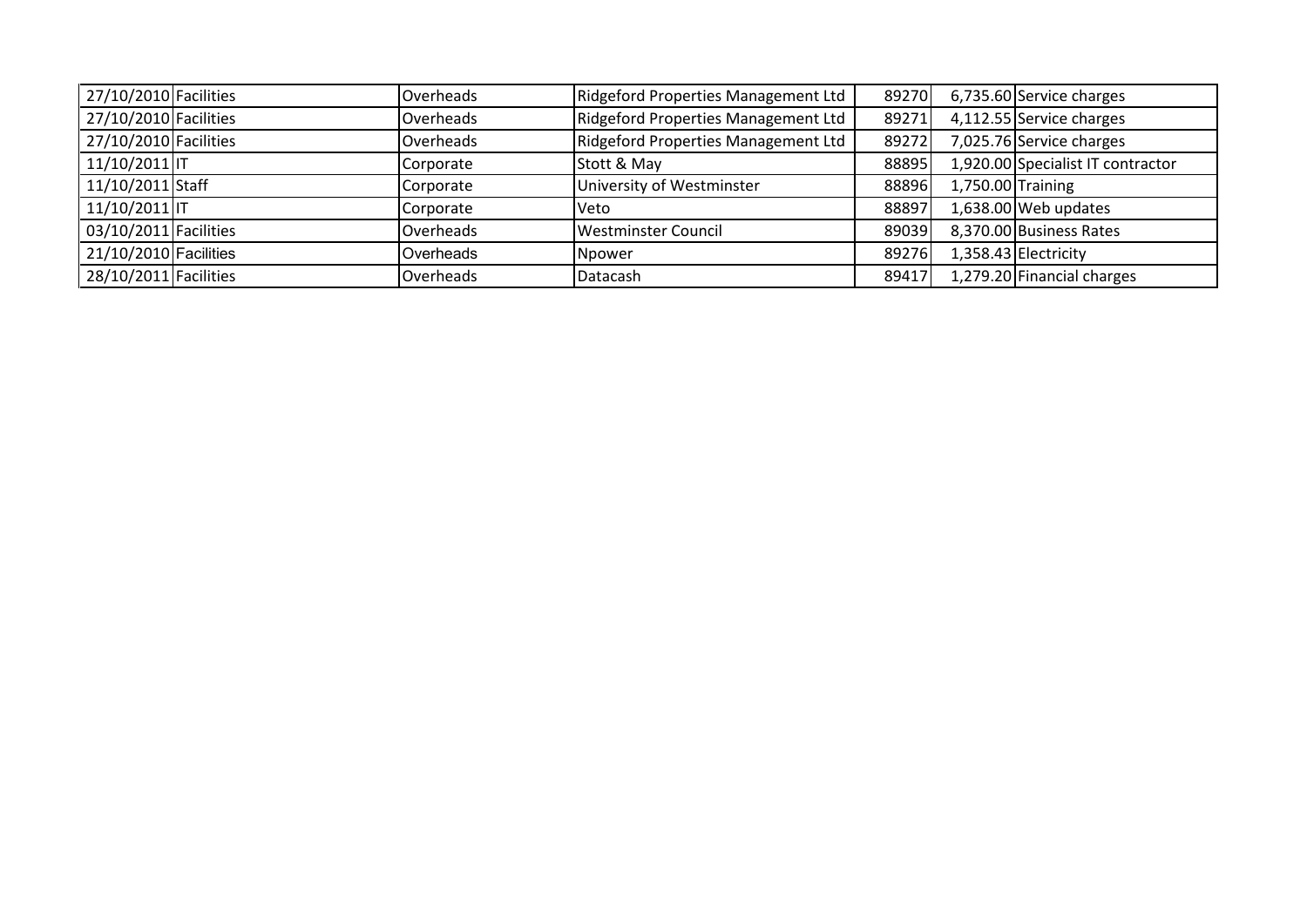| | | | | | | |
|---|---|---|---|---|---|---|
| 27/10/2010 | Facilities | Overheads | Ridgeford Properties Management Ltd | 89270 | 6,735.60 | Service charges |
| 27/10/2010 | Facilities | Overheads | Ridgeford Properties Management Ltd | 89271 | 4,112.55 | Service charges |
| 27/10/2010 | Facilities | Overheads | Ridgeford Properties Management Ltd | 89272 | 7,025.76 | Service charges |
| 11/10/2011 | IT | Corporate | Stott & May | 88895 | 1,920.00 | Specialist IT contractor |
| 11/10/2011 | Staff | Corporate | University of Westminster | 88896 | 1,750.00 | Training |
| 11/10/2011 | IT | Corporate | Veto | 88897 | 1,638.00 | Web updates |
| 03/10/2011 | Facilities | Overheads | Westminster Council | 89039 | 8,370.00 | Business Rates |
| 21/10/2010 | Facilities | Overheads | Npower | 89276 | 1,358.43 | Electricity |
| 28/10/2011 | Facilities | Overheads | Datacash | 89417 | 1,279.20 | Financial charges |